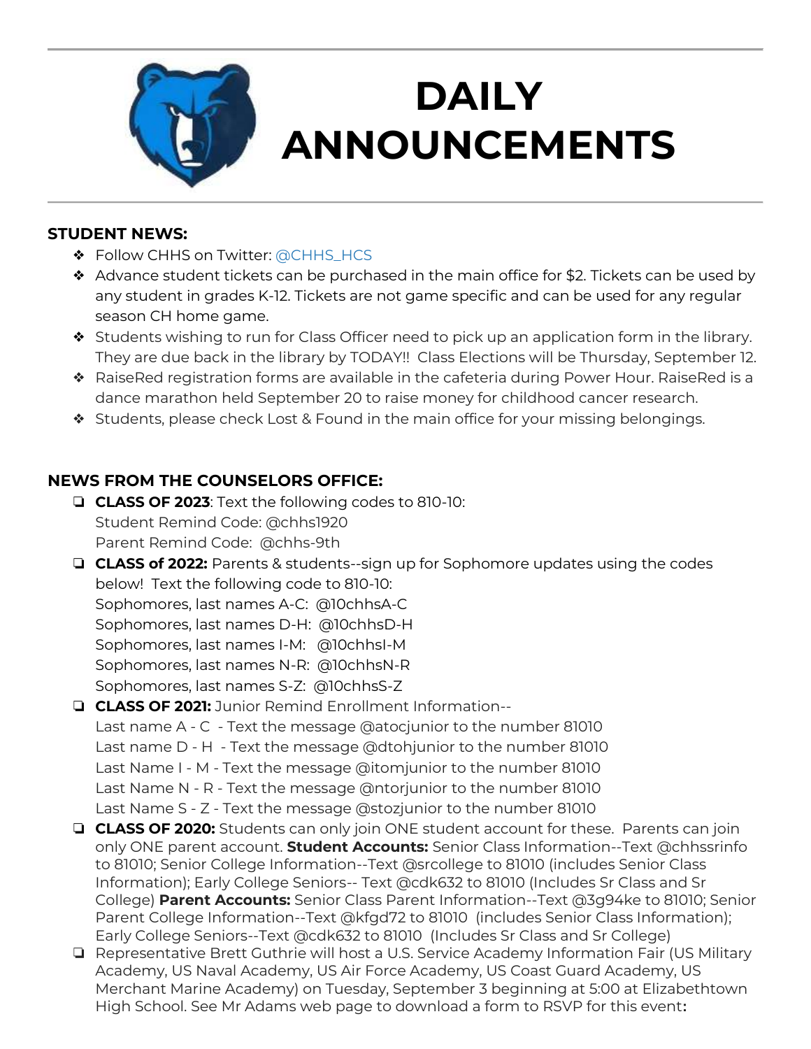# DAILY ANNOUNCEMENTS

## STUDENT NEWS:

- Follow CHHS on Twitter: @CHHS_HCS
- Advance student tickets can be purchased in the main office for $2. Tickets can be used by any student in grades K-12. Tickets are not game specific and can be used for any regular season CH home game.
- Students wishing to run for Class Officer need to pick up an application form in the library. They are due back in the library by TODAY!! Class Elections will be Thursday, September 12.
- RaiseRed registration forms are available in the cafeteria during Power Hour. RaiseRed is a dance marathon held September 20 to raise money for childhood cancer research.
- Students, please check Lost & Found in the main office for your missing belongings.

## NEWS FROM THE COUNSELORS OFFICE:

- **CLASS OF 2023**: Text the following codes to 810-10:
  Student Remind Code: @chhs1920
  Parent Remind Code: @chhs-9th
- **CLASS of 2022:** Parents & students--sign up for Sophomore updates using the codes below! Text the following code to 810-10:
  Sophomores, last names A-C: @10chhsA-C
  Sophomores, last names D-H: @10chhsD-H
  Sophomores, last names I-M: @10chhsI-M
  Sophomores, last names N-R: @10chhsN-R
  Sophomores, last names S-Z: @10chhsS-Z
- **CLASS OF 2021:** Junior Remind Enrollment Information--
  Last name A - C - Text the message @atocjunior to the number 81010
  Last name D - H - Text the message @dtohjunior to the number 81010
  Last Name I - M - Text the message @itomjunior to the number 81010
  Last Name N - R - Text the message @ntorjunior to the number 81010
  Last Name S - Z - Text the message @stozjunior to the number 81010
- **CLASS OF 2020:** Students can only join ONE student account for these. Parents can join only ONE parent account. **Student Accounts:** Senior Class Information--Text @chhssrinfo to 81010; Senior College Information--Text @srcollege to 81010 (includes Senior Class Information); Early College Seniors-- Text @cdk632 to 81010 (Includes Sr Class and Sr College) **Parent Accounts:** Senior Class Parent Information--Text @3g94ke to 81010; Senior Parent College Information--Text @kfgd72 to 81010 (includes Senior Class Information); Early College Seniors--Text @cdk632 to 81010 (Includes Sr Class and Sr College)
- Representative Brett Guthrie will host a U.S. Service Academy Information Fair (US Military Academy, US Naval Academy, US Air Force Academy, US Coast Guard Academy, US Merchant Marine Academy) on Tuesday, September 3 beginning at 5:00 at Elizabethtown High School. See Mr Adams web page to download a form to RSVP for this event**:**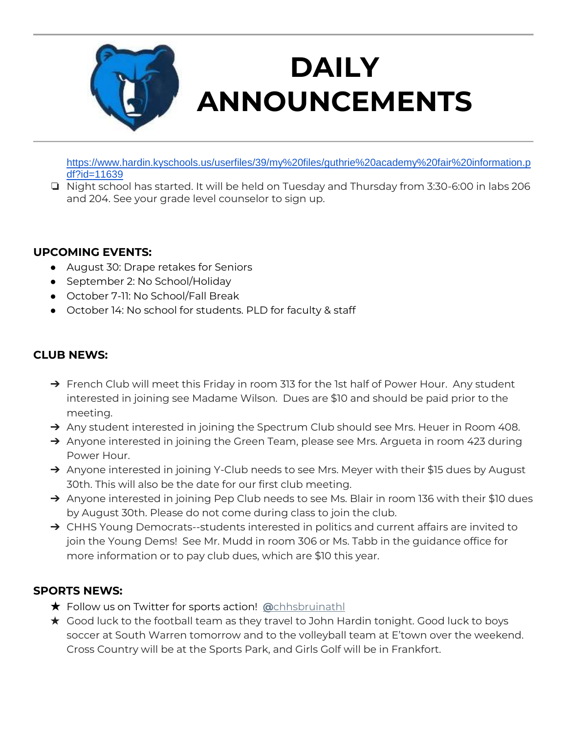# DAILY ANNOUNCEMENTS

https://www.hardin.kyschools.us/userfiles/39/my%20files/guthrie%20academy%20fair%20information.pdf?id=11639

- Night school has started. It will be held on Tuesday and Thursday from 3:30-6:00 in labs 206 and 204. See your grade level counselor to sign up.

**UPCOMING EVENTS:**

- August 30: Drape retakes for Seniors
- September 2: No School/Holiday
- October 7-11: No School/Fall Break
- October 14: No school for students. PLD for faculty & staff

**CLUB NEWS:**

- French Club will meet this Friday in room 313 for the 1st half of Power Hour. Any student interested in joining see Madame Wilson. Dues are $10 and should be paid prior to the meeting.
- Any student interested in joining the Spectrum Club should see Mrs. Heuer in Room 408.
- Anyone interested in joining the Green Team, please see Mrs. Argueta in room 423 during Power Hour.
- Anyone interested in joining Y-Club needs to see Mrs. Meyer with their $15 dues by August 30th. This will also be the date for our first club meeting.
- Anyone interested in joining Pep Club needs to see Ms. Blair in room 136 with their $10 dues by August 30th. Please do not come during class to join the club.
- CHHS Young Democrats--students interested in politics and current affairs are invited to join the Young Dems! See Mr. Mudd in room 306 or Ms. Tabb in the guidance office for more information or to pay club dues, which are $10 this year.

**SPORTS NEWS:**

- Follow us on Twitter for sports action! @chhsbruinathl
- Good luck to the football team as they travel to John Hardin tonight. Good luck to boys soccer at South Warren tomorrow and to the volleyball team at E'town over the weekend. Cross Country will be at the Sports Park, and Girls Golf will be in Frankfort.